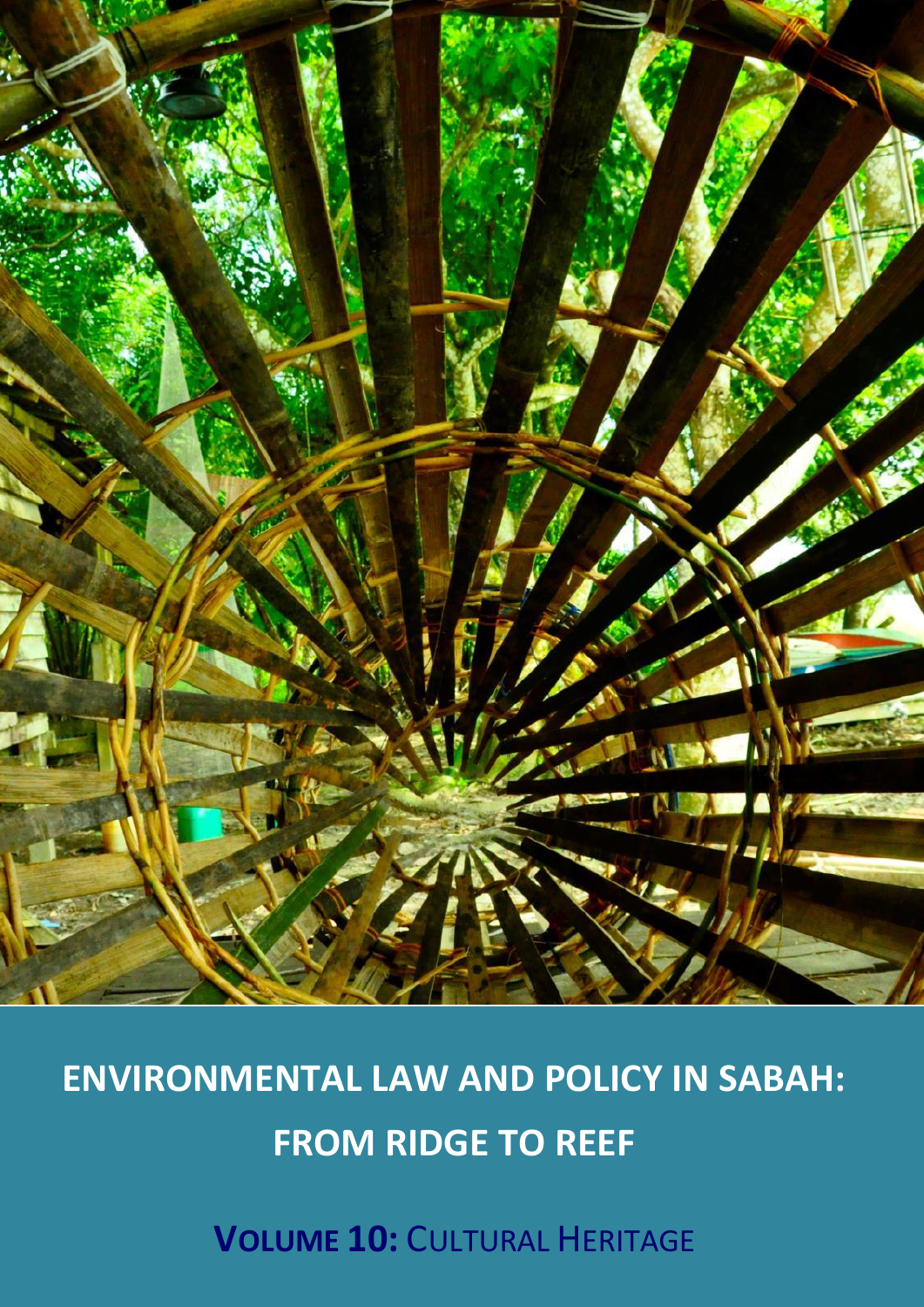# ENVIRONMENTAL LAW AND POLICY IN SABAH: FROM RIDGE TO REEF

**VOLUME 10:** CULTURAL HERITAGE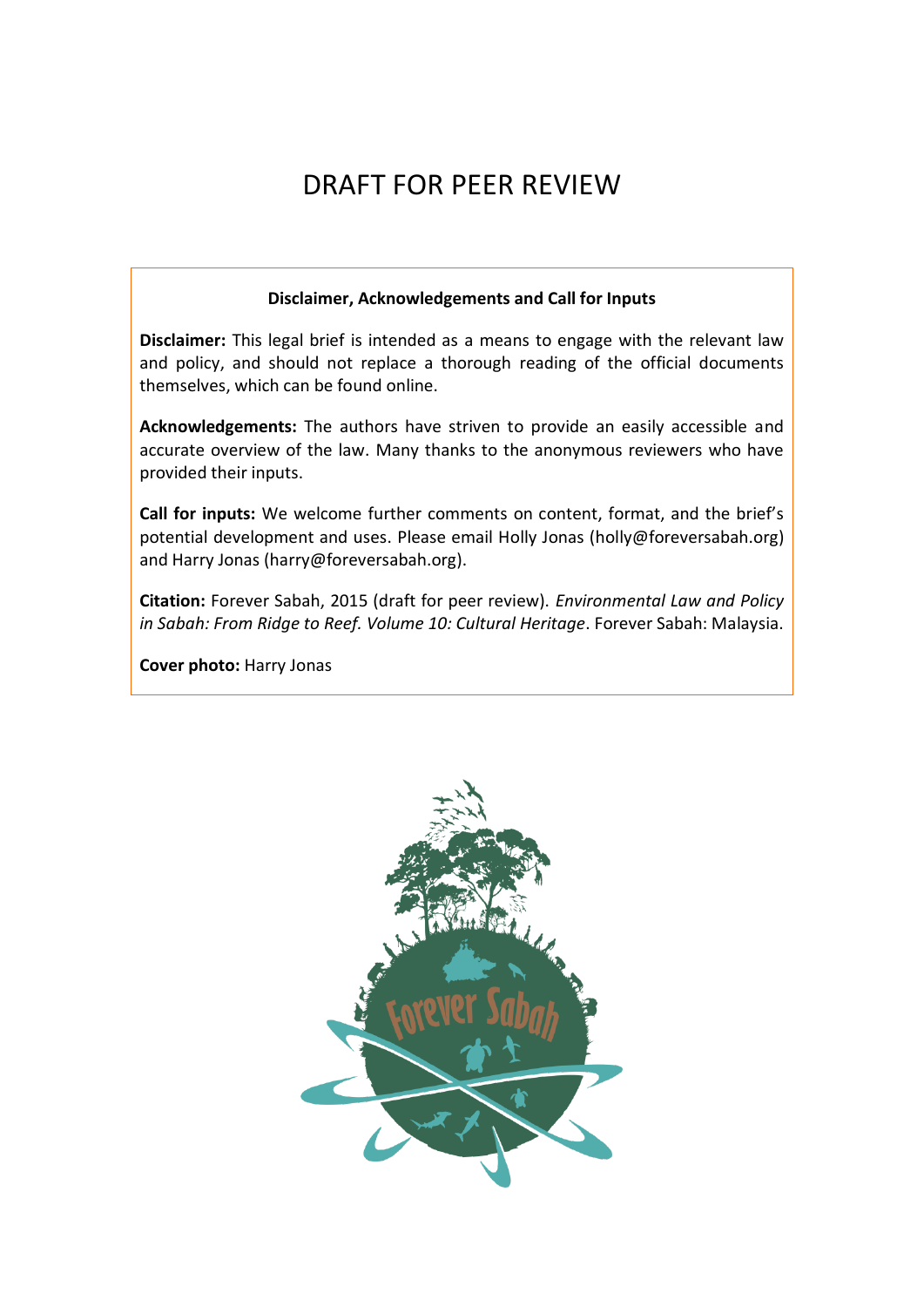# DRAFT FOR PEER REVIEW

**Disclaimer, Acknowledgements and Call for Inputs**

**Disclaimer:** This legal brief is intended as a means to engage with the relevant law and policy, and should not replace a thorough reading of the official documents themselves, which can be found online.

**Acknowledgements:** The authors have striven to provide an easily accessible and accurate overview of the law. Many thanks to the anonymous reviewers who have provided their inputs.

**Call for inputs:** We welcome further comments on content, format, and the brief's potential development and uses. Please email Holly Jonas (holly@foreversabah.org) and Harry Jonas (harry@foreversabah.org).

**Citation:** Forever Sabah, 2015 (draft for peer review). *Environmental Law and Policy in Sabah: From Ridge to Reef. Volume 10: Cultural Heritage*. Forever Sabah: Malaysia.

**Cover photo:** Harry Jonas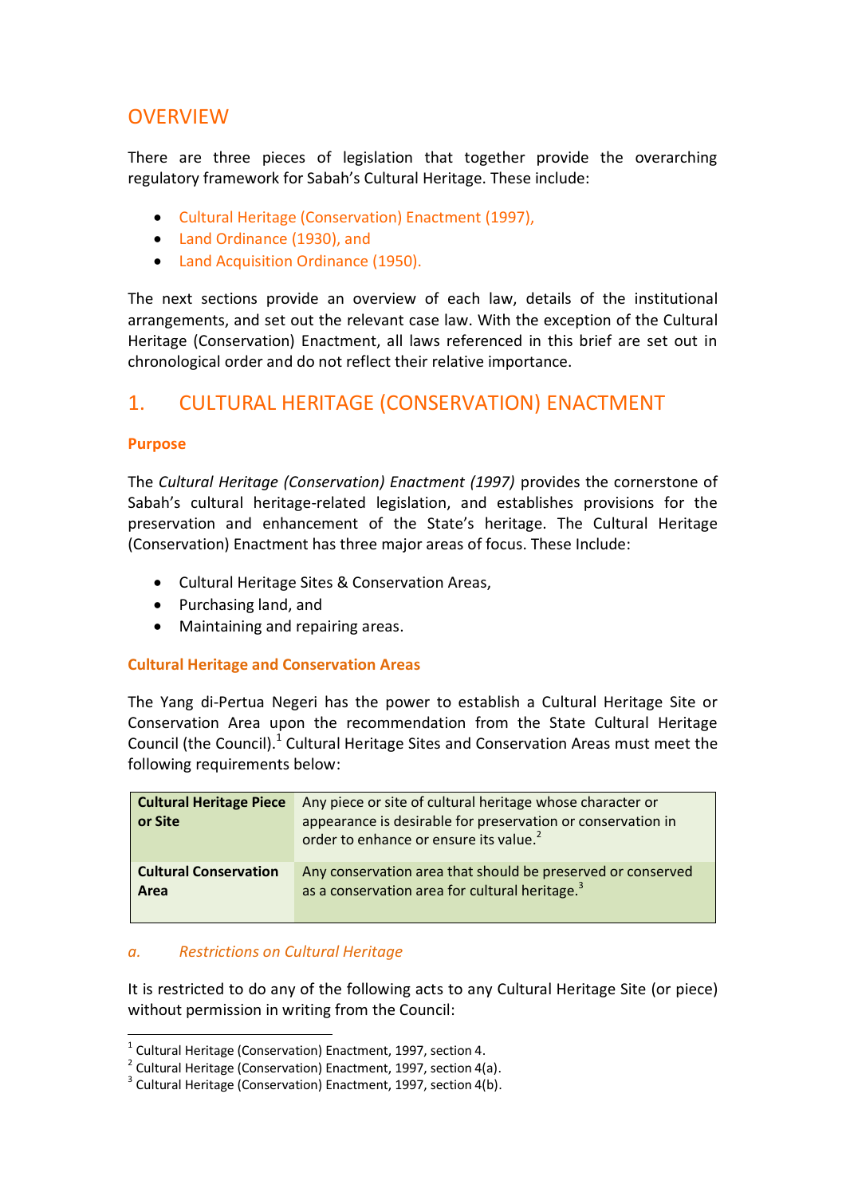## OVERVIEW

There are three pieces of legislation that together provide the overarching regulatory framework for Sabah's Cultural Heritage. These include:

- Cultural Heritage (Conservation) Enactment (1997),
- Land Ordinance (1930), and
- Land Acquisition Ordinance (1950).

The next sections provide an overview of each law, details of the institutional arrangements, and set out the relevant case law. With the exception of the Cultural Heritage (Conservation) Enactment, all laws referenced in this brief are set out in chronological order and do not reflect their relative importance.

## 1. CULTURAL HERITAGE (CONSERVATION) ENACTMENT

### Purpose

The *Cultural Heritage (Conservation) Enactment (1997)* provides the cornerstone of Sabah's cultural heritage-related legislation, and establishes provisions for the preservation and enhancement of the State's heritage. The Cultural Heritage (Conservation) Enactment has three major areas of focus. These Include:

- Cultural Heritage Sites & Conservation Areas,
- Purchasing land, and
- Maintaining and repairing areas.

### Cultural Heritage and Conservation Areas

The Yang di-Pertua Negeri has the power to establish a Cultural Heritage Site or Conservation Area upon the recommendation from the State Cultural Heritage Council (the Council).[1] Cultural Heritage Sites and Conservation Areas must meet the following requirements below:

| | |
|---|---|
| **Cultural Heritage Piece or Site** | Any piece or site of cultural heritage whose character or appearance is desirable for preservation or conservation in order to enhance or ensure its value.[2] |
| **Cultural Conservation Area** | Any conservation area that should be preserved or conserved as a conservation area for cultural heritage.[3] |

#### *a. Restrictions on Cultural Heritage*

It is restricted to do any of the following acts to any Cultural Heritage Site (or piece) without permission in writing from the Council:

---

[1] Cultural Heritage (Conservation) Enactment, 1997, section 4.

[2] Cultural Heritage (Conservation) Enactment, 1997, section 4(a).

[3] Cultural Heritage (Conservation) Enactment, 1997, section 4(b).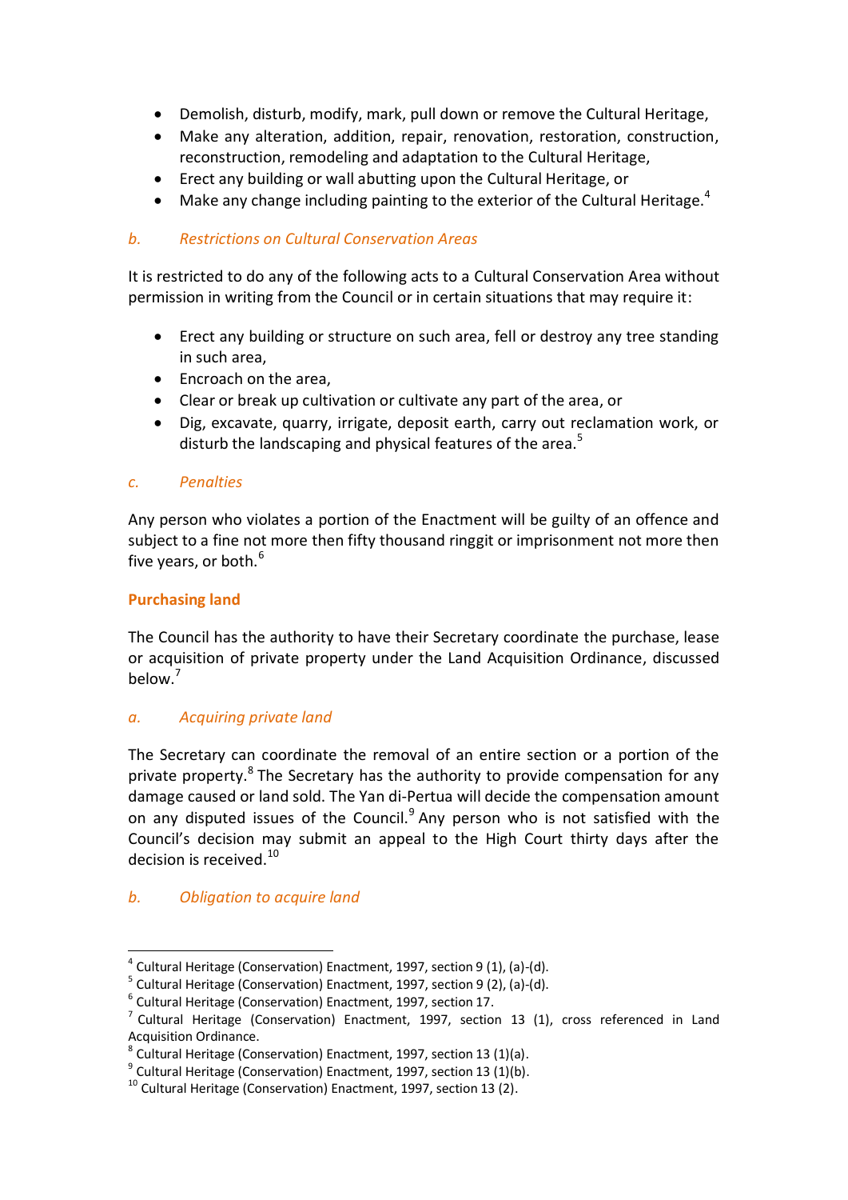- Demolish, disturb, modify, mark, pull down or remove the Cultural Heritage,
- Make any alteration, addition, repair, renovation, restoration, construction, reconstruction, remodeling and adaptation to the Cultural Heritage,
- Erect any building or wall abutting upon the Cultural Heritage, or
- Make any change including painting to the exterior of the Cultural Heritage.[4]

### *b. Restrictions on Cultural Conservation Areas*

It is restricted to do any of the following acts to a Cultural Conservation Area without permission in writing from the Council or in certain situations that may require it:

- Erect any building or structure on such area, fell or destroy any tree standing in such area,
- Encroach on the area,
- Clear or break up cultivation or cultivate any part of the area, or
- Dig, excavate, quarry, irrigate, deposit earth, carry out reclamation work, or disturb the landscaping and physical features of the area.[5]

### *c. Penalties*

Any person who violates a portion of the Enactment will be guilty of an offence and subject to a fine not more then fifty thousand ringgit or imprisonment not more then five years, or both.[6]

## Purchasing land

The Council has the authority to have their Secretary coordinate the purchase, lease or acquisition of private property under the Land Acquisition Ordinance, discussed below.[7]

### *a. Acquiring private land*

The Secretary can coordinate the removal of an entire section or a portion of the private property.[8] The Secretary has the authority to provide compensation for any damage caused or land sold. The Yan di-Pertua will decide the compensation amount on any disputed issues of the Council.[9] Any person who is not satisfied with the Council's decision may submit an appeal to the High Court thirty days after the decision is received.[10]

### *b. Obligation to acquire land*

---

[4] Cultural Heritage (Conservation) Enactment, 1997, section 9 (1), (a)-(d).

[5] Cultural Heritage (Conservation) Enactment, 1997, section 9 (2), (a)-(d).

[6] Cultural Heritage (Conservation) Enactment, 1997, section 17.

[7] Cultural Heritage (Conservation) Enactment, 1997, section 13 (1), cross referenced in Land Acquisition Ordinance.

[8] Cultural Heritage (Conservation) Enactment, 1997, section 13 (1)(a).

[9] Cultural Heritage (Conservation) Enactment, 1997, section 13 (1)(b).

[10] Cultural Heritage (Conservation) Enactment, 1997, section 13 (2).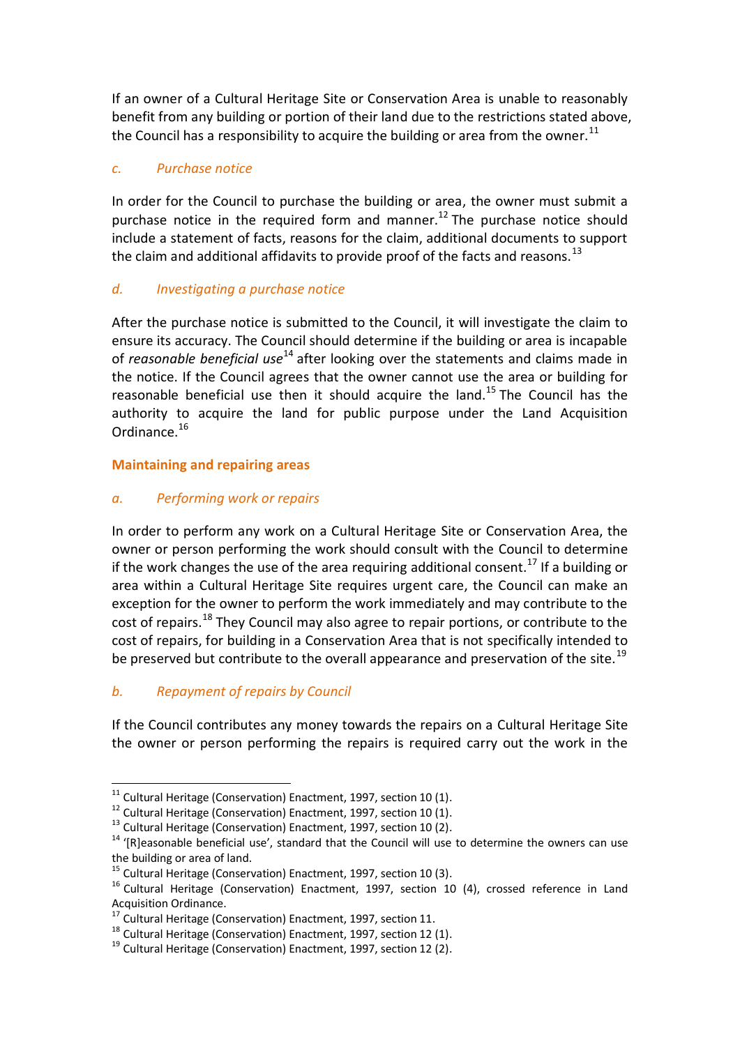If an owner of a Cultural Heritage Site or Conservation Area is unable to reasonably benefit from any building or portion of their land due to the restrictions stated above, the Council has a responsibility to acquire the building or area from the owner.[11]

### *c. Purchase notice*

In order for the Council to purchase the building or area, the owner must submit a purchase notice in the required form and manner.[12] The purchase notice should include a statement of facts, reasons for the claim, additional documents to support the claim and additional affidavits to provide proof of the facts and reasons.[13]

### *d. Investigating a purchase notice*

After the purchase notice is submitted to the Council, it will investigate the claim to ensure its accuracy. The Council should determine if the building or area is incapable of *reasonable beneficial use*[14] after looking over the statements and claims made in the notice. If the Council agrees that the owner cannot use the area or building for reasonable beneficial use then it should acquire the land.[15] The Council has the authority to acquire the land for public purpose under the Land Acquisition Ordinance.[16]

## Maintaining and repairing areas

### *a. Performing work or repairs*

In order to perform any work on a Cultural Heritage Site or Conservation Area, the owner or person performing the work should consult with the Council to determine if the work changes the use of the area requiring additional consent.[17] If a building or area within a Cultural Heritage Site requires urgent care, the Council can make an exception for the owner to perform the work immediately and may contribute to the cost of repairs.[18] They Council may also agree to repair portions, or contribute to the cost of repairs, for building in a Conservation Area that is not specifically intended to be preserved but contribute to the overall appearance and preservation of the site.[19]

### *b. Repayment of repairs by Council*

If the Council contributes any money towards the repairs on a Cultural Heritage Site the owner or person performing the repairs is required carry out the work in the

---

[11] Cultural Heritage (Conservation) Enactment, 1997, section 10 (1).

[12] Cultural Heritage (Conservation) Enactment, 1997, section 10 (1).

[13] Cultural Heritage (Conservation) Enactment, 1997, section 10 (2).

[14] '[R]easonable beneficial use', standard that the Council will use to determine the owners can use the building or area of land.

[15] Cultural Heritage (Conservation) Enactment, 1997, section 10 (3).

[16] Cultural Heritage (Conservation) Enactment, 1997, section 10 (4), crossed reference in Land Acquisition Ordinance.

[17] Cultural Heritage (Conservation) Enactment, 1997, section 11.

[18] Cultural Heritage (Conservation) Enactment, 1997, section 12 (1).

[19] Cultural Heritage (Conservation) Enactment, 1997, section 12 (2).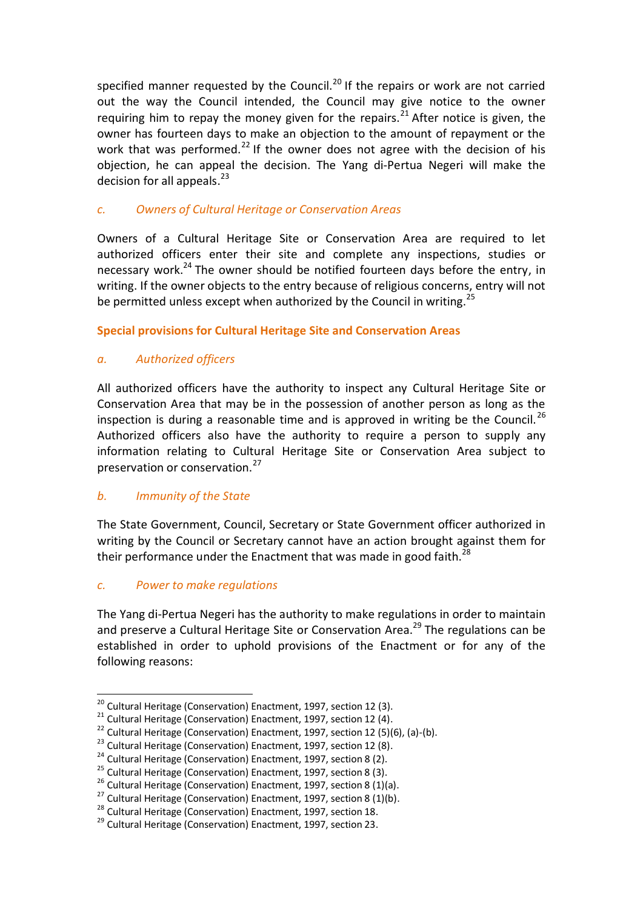specified manner requested by the Council.[20] If the repairs or work are not carried out the way the Council intended, the Council may give notice to the owner requiring him to repay the money given for the repairs.[21] After notice is given, the owner has fourteen days to make an objection to the amount of repayment or the work that was performed.[22] If the owner does not agree with the decision of his objection, he can appeal the decision. The Yang di-Pertua Negeri will make the decision for all appeals.[23]

### *c. Owners of Cultural Heritage or Conservation Areas*

Owners of a Cultural Heritage Site or Conservation Area are required to let authorized officers enter their site and complete any inspections, studies or necessary work.[24] The owner should be notified fourteen days before the entry, in writing. If the owner objects to the entry because of religious concerns, entry will not be permitted unless except when authorized by the Council in writing.[25]

## **Special provisions for Cultural Heritage Site and Conservation Areas**

### *a. Authorized officers*

All authorized officers have the authority to inspect any Cultural Heritage Site or Conservation Area that may be in the possession of another person as long as the inspection is during a reasonable time and is approved in writing be the Council.[26] Authorized officers also have the authority to require a person to supply any information relating to Cultural Heritage Site or Conservation Area subject to preservation or conservation.[27]

### *b. Immunity of the State*

The State Government, Council, Secretary or State Government officer authorized in writing by the Council or Secretary cannot have an action brought against them for their performance under the Enactment that was made in good faith.[28]

### *c. Power to make regulations*

The Yang di-Pertua Negeri has the authority to make regulations in order to maintain and preserve a Cultural Heritage Site or Conservation Area.[29] The regulations can be established in order to uphold provisions of the Enactment or for any of the following reasons:

---

[20] Cultural Heritage (Conservation) Enactment, 1997, section 12 (3).
[21] Cultural Heritage (Conservation) Enactment, 1997, section 12 (4).
[22] Cultural Heritage (Conservation) Enactment, 1997, section 12 (5)(6), (a)-(b).
[23] Cultural Heritage (Conservation) Enactment, 1997, section 12 (8).
[24] Cultural Heritage (Conservation) Enactment, 1997, section 8 (2).
[25] Cultural Heritage (Conservation) Enactment, 1997, section 8 (3).
[26] Cultural Heritage (Conservation) Enactment, 1997, section 8 (1)(a).
[27] Cultural Heritage (Conservation) Enactment, 1997, section 8 (1)(b).
[28] Cultural Heritage (Conservation) Enactment, 1997, section 18.
[29] Cultural Heritage (Conservation) Enactment, 1997, section 23.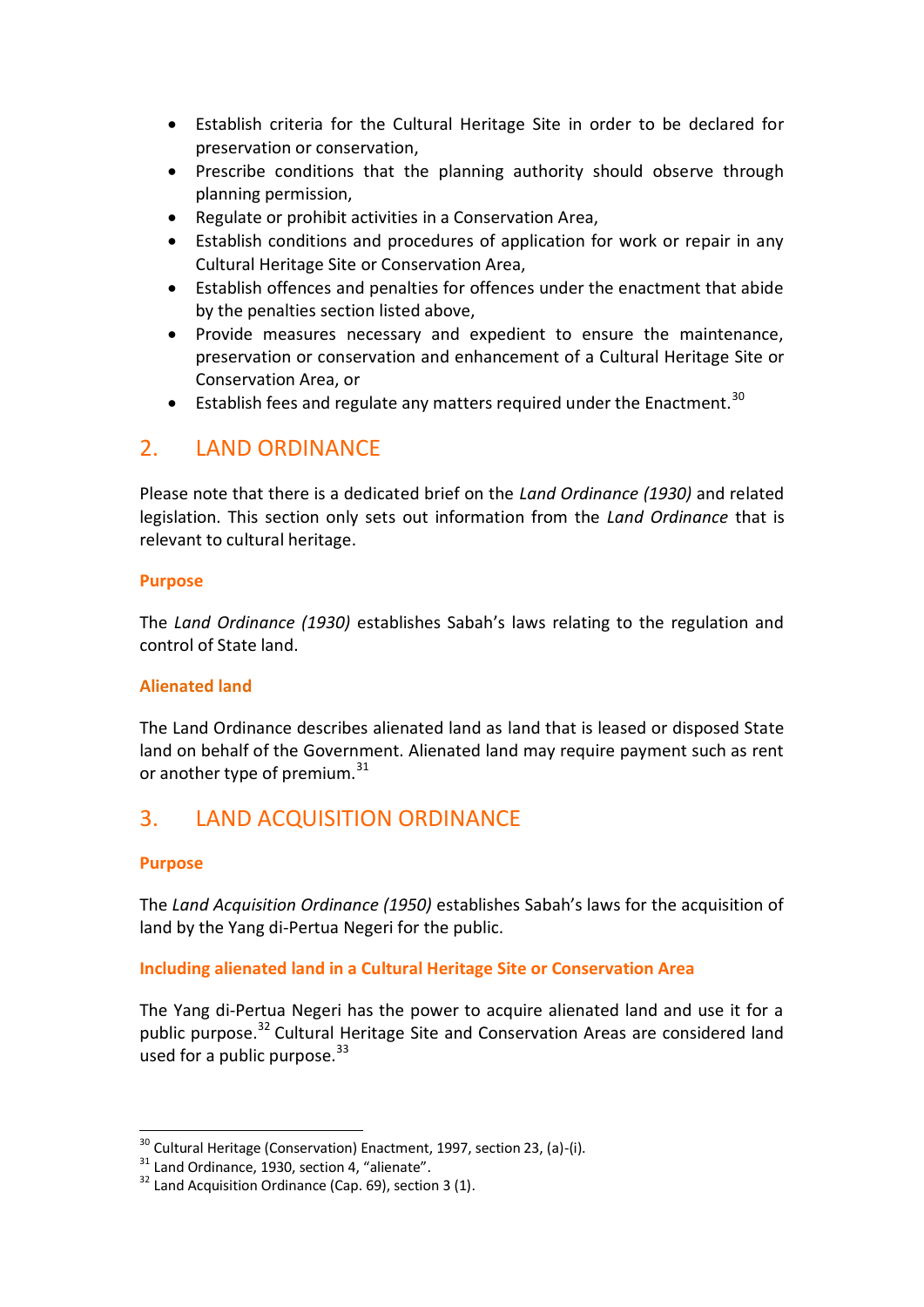- Establish criteria for the Cultural Heritage Site in order to be declared for preservation or conservation,
- Prescribe conditions that the planning authority should observe through planning permission,
- Regulate or prohibit activities in a Conservation Area,
- Establish conditions and procedures of application for work or repair in any Cultural Heritage Site or Conservation Area,
- Establish offences and penalties for offences under the enactment that abide by the penalties section listed above,
- Provide measures necessary and expedient to ensure the maintenance, preservation or conservation and enhancement of a Cultural Heritage Site or Conservation Area, or
- Establish fees and regulate any matters required under the Enactment.[30]

## 2. LAND ORDINANCE

Please note that there is a dedicated brief on the *Land Ordinance (1930)* and related legislation. This section only sets out information from the *Land Ordinance* that is relevant to cultural heritage.

### Purpose

The *Land Ordinance (1930)* establishes Sabah's laws relating to the regulation and control of State land.

### Alienated land

The Land Ordinance describes alienated land as land that is leased or disposed State land on behalf of the Government. Alienated land may require payment such as rent or another type of premium.[31]

## 3. LAND ACQUISITION ORDINANCE

### Purpose

The *Land Acquisition Ordinance (1950)* establishes Sabah's laws for the acquisition of land by the Yang di-Pertua Negeri for the public.

### Including alienated land in a Cultural Heritage Site or Conservation Area

The Yang di-Pertua Negeri has the power to acquire alienated land and use it for a public purpose.[32] Cultural Heritage Site and Conservation Areas are considered land used for a public purpose.[33]

---

[30] Cultural Heritage (Conservation) Enactment, 1997, section 23, (a)-(i).
[31] Land Ordinance, 1930, section 4, "alienate".
[32] Land Acquisition Ordinance (Cap. 69), section 3 (1).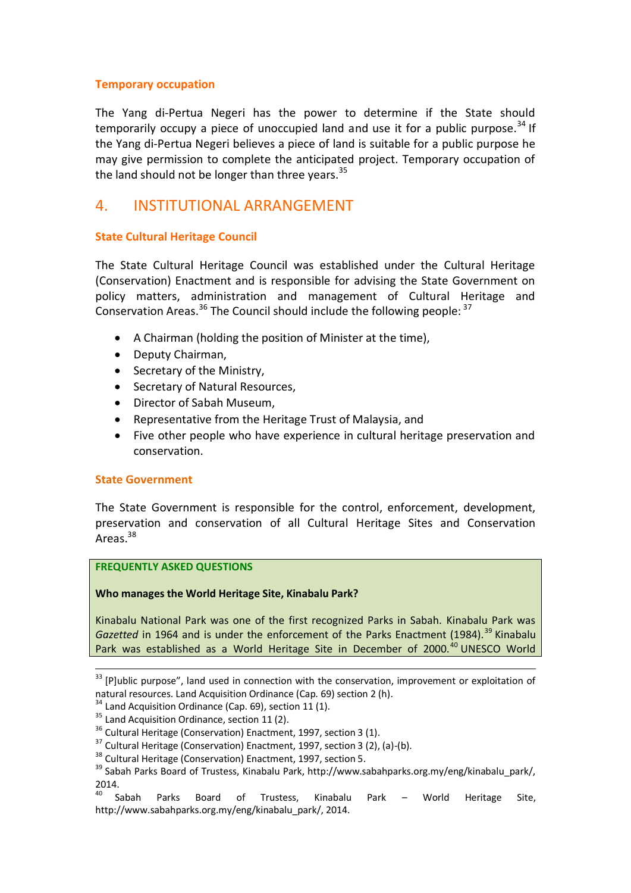### Temporary occupation

The Yang di-Pertua Negeri has the power to determine if the State should temporarily occupy a piece of unoccupied land and use it for a public purpose.[34] If the Yang di-Pertua Negeri believes a piece of land is suitable for a public purpose he may give permission to complete the anticipated project. Temporary occupation of the land should not be longer than three years.[35]

## 4. INSTITUTIONAL ARRANGEMENT

### State Cultural Heritage Council

The State Cultural Heritage Council was established under the Cultural Heritage (Conservation) Enactment and is responsible for advising the State Government on policy matters, administration and management of Cultural Heritage and Conservation Areas.[36] The Council should include the following people: [37]

- A Chairman (holding the position of Minister at the time),
- Deputy Chairman,
- Secretary of the Ministry,
- Secretary of Natural Resources,
- Director of Sabah Museum,
- Representative from the Heritage Trust of Malaysia, and
- Five other people who have experience in cultural heritage preservation and conservation.

### State Government

The State Government is responsible for the control, enforcement, development, preservation and conservation of all Cultural Heritage Sites and Conservation Areas.[38]

**FREQUENTLY ASKED QUESTIONS**

**Who manages the World Heritage Site, Kinabalu Park?**

Kinabalu National Park was one of the first recognized Parks in Sabah. Kinabalu Park was *Gazetted* in 1964 and is under the enforcement of the Parks Enactment (1984).[39] Kinabalu Park was established as a World Heritage Site in December of 2000.[40] UNESCO World

---

[33] [P]ublic purpose", land used in connection with the conservation, improvement or exploitation of natural resources. Land Acquisition Ordinance (Cap. 69) section 2 (h).

[34] Land Acquisition Ordinance (Cap. 69), section 11 (1).

[35] Land Acquisition Ordinance, section 11 (2).

[36] Cultural Heritage (Conservation) Enactment, 1997, section 3 (1).

[37] Cultural Heritage (Conservation) Enactment, 1997, section 3 (2), (a)-(b).

[38] Cultural Heritage (Conservation) Enactment, 1997, section 5.

[39] Sabah Parks Board of Trustess, Kinabalu Park, http://www.sabahparks.org.my/eng/kinabalu_park/, 2014.

[40] Sabah Parks Board of Trustess, Kinabalu Park – World Heritage Site, http://www.sabahparks.org.my/eng/kinabalu_park/, 2014.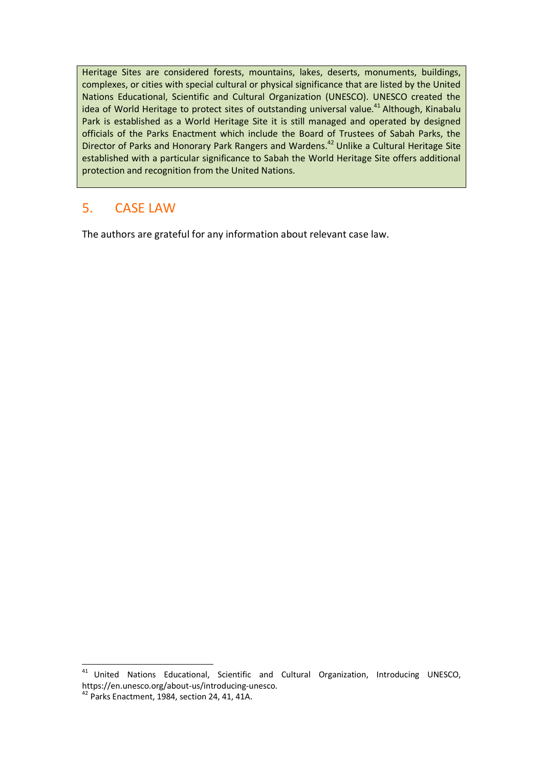Heritage Sites are considered forests, mountains, lakes, deserts, monuments, buildings, complexes, or cities with special cultural or physical significance that are listed by the United Nations Educational, Scientific and Cultural Organization (UNESCO). UNESCO created the idea of World Heritage to protect sites of outstanding universal value.[41] Although, Kinabalu Park is established as a World Heritage Site it is still managed and operated by designed officials of the Parks Enactment which include the Board of Trustees of Sabah Parks, the Director of Parks and Honorary Park Rangers and Wardens.[42] Unlike a Cultural Heritage Site established with a particular significance to Sabah the World Heritage Site offers additional protection and recognition from the United Nations.

## 5. CASE LAW

The authors are grateful for any information about relevant case law.

---

[41] United Nations Educational, Scientific and Cultural Organization, Introducing UNESCO, https://en.unesco.org/about-us/introducing-unesco.

[42] Parks Enactment, 1984, section 24, 41, 41A.